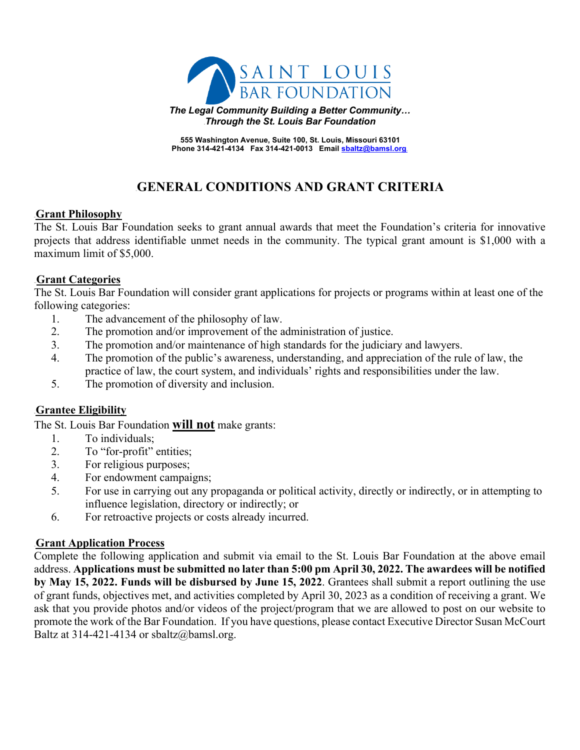# SAINT LOUIS BAR FOUNDATION

***The Legal Community Building a Better Community…***
***Through the St. Louis Bar Foundation***

**555 Washington Avenue, Suite 100, St. Louis, Missouri 63101**
**Phone 314-421-4134 Fax 314-421-0013 Email sbaltz@bamsl.org**

## GENERAL CONDITIONS AND GRANT CRITERIA

### Grant Philosophy

The St. Louis Bar Foundation seeks to grant annual awards that meet the Foundation's criteria for innovative projects that address identifiable unmet needs in the community. The typical grant amount is $1,000 with a maximum limit of $5,000.

### Grant Categories

The St. Louis Bar Foundation will consider grant applications for projects or programs within at least one of the following categories:

1. The advancement of the philosophy of law.
2. The promotion and/or improvement of the administration of justice.
3. The promotion and/or maintenance of high standards for the judiciary and lawyers.
4. The promotion of the public's awareness, understanding, and appreciation of the rule of law, the practice of law, the court system, and individuals' rights and responsibilities under the law.
5. The promotion of diversity and inclusion.

### Grantee Eligibility

The St. Louis Bar Foundation **will not** make grants:

1. To individuals;
2. To "for-profit" entities;
3. For religious purposes;
4. For endowment campaigns;
5. For use in carrying out any propaganda or political activity, directly or indirectly, or in attempting to influence legislation, directory or indirectly; or
6. For retroactive projects or costs already incurred.

### Grant Application Process

Complete the following application and submit via email to the St. Louis Bar Foundation at the above email address. **Applications must be submitted no later than 5:00 pm April 30, 2022. The awardees will be notified by May 15, 2022. Funds will be disbursed by June 15, 2022**. Grantees shall submit a report outlining the use of grant funds, objectives met, and activities completed by April 30, 2023 as a condition of receiving a grant. We ask that you provide photos and/or videos of the project/program that we are allowed to post on our website to promote the work of the Bar Foundation. If you have questions, please contact Executive Director Susan McCourt Baltz at 314-421-4134 or sbaltz@bamsl.org.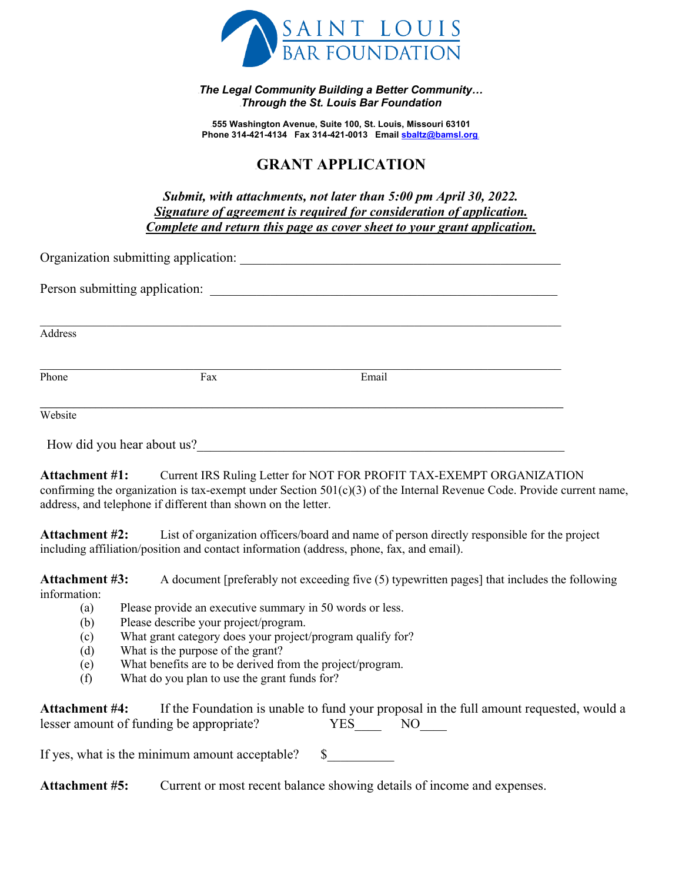SAINT LOUIS BAR FOUNDATION

***The Legal Community Building a Better Community…***
***Through the St. Louis Bar Foundation***

**555 Washington Avenue, Suite 100, St. Louis, Missouri 63101**
**Phone 314-421-4134 Fax 314-421-0013 Email sbaltz@bamsl.org**

# GRANT APPLICATION

***Submit, with attachments, not later than 5:00 pm April 30, 2022.***
***Signature of agreement is required for consideration of application.***
***Complete and return this page as cover sheet to your grant application.***

Organization submitting application: ______________________________________________

Person submitting application: ______________________________________________

______________________________________________
Address

______________________________________________
Phone Fax Email

______________________________________________
Website

How did you hear about us?______________________________________________

**Attachment #1:** Current IRS Ruling Letter for NOT FOR PROFIT TAX-EXEMPT ORGANIZATION confirming the organization is tax-exempt under Section 501(c)(3) of the Internal Revenue Code. Provide current name, address, and telephone if different than shown on the letter.

**Attachment #2:** List of organization officers/board and name of person directly responsible for the project including affiliation/position and contact information (address, phone, fax, and email).

**Attachment #3:** A document [preferably not exceeding five (5) typewritten pages] that includes the following information:

(a) Please provide an executive summary in 50 words or less.
(b) Please describe your project/program.
(c) What grant category does your project/program qualify for?
(d) What is the purpose of the grant?
(e) What benefits are to be derived from the project/program.
(f) What do you plan to use the grant funds for?

**Attachment #4:** If the Foundation is unable to fund your proposal in the full amount requested, would a lesser amount of funding be appropriate? YES____ NO____

If yes, what is the minimum amount acceptable? $__________

**Attachment #5:** Current or most recent balance showing details of income and expenses.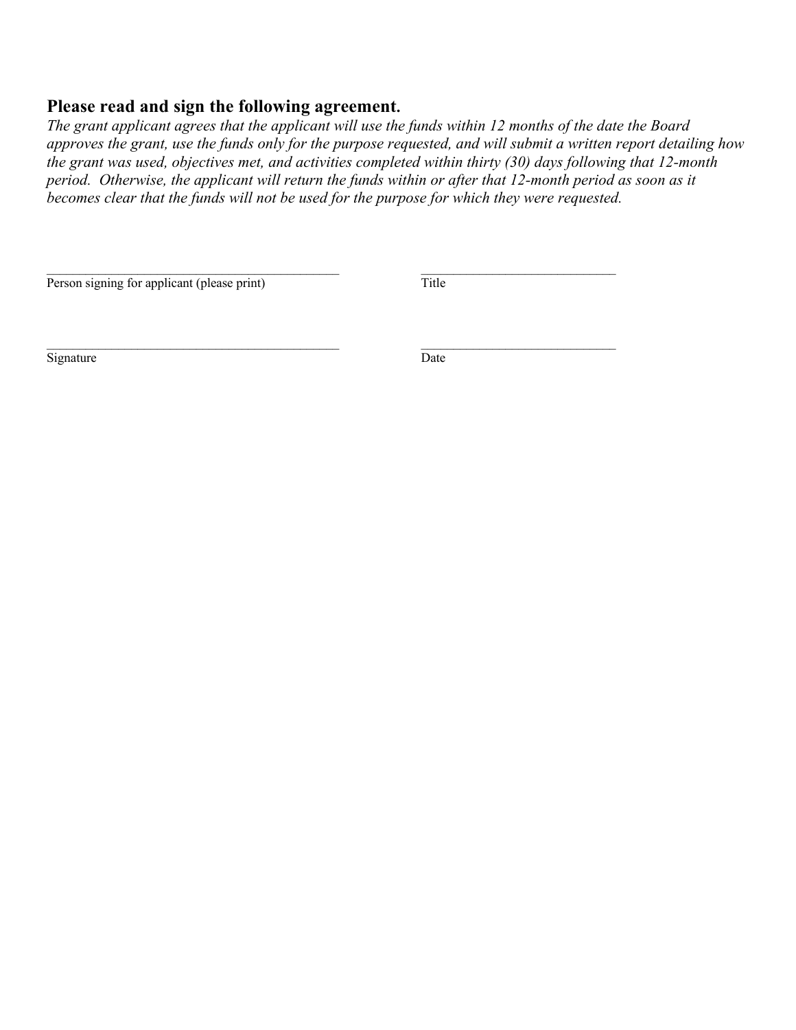## Please read and sign the following agreement.

*The grant applicant agrees that the applicant will use the funds within 12 months of the date the Board approves the grant, use the funds only for the purpose requested, and will submit a written report detailing how the grant was used, objectives met, and activities completed within thirty (30) days following that 12-month period. Otherwise, the applicant will return the funds within or after that 12-month period as soon as it becomes clear that the funds will not be used for the purpose for which they were requested.*

_____________________________________________ &nbsp;&nbsp;&nbsp;&nbsp;&nbsp;&nbsp;&nbsp;&nbsp; ______________________________

Person signing for applicant (please print) &nbsp;&nbsp;&nbsp;&nbsp;&nbsp;&nbsp;&nbsp;&nbsp; Title

_____________________________________________ &nbsp;&nbsp;&nbsp;&nbsp;&nbsp;&nbsp;&nbsp;&nbsp; ______________________________

Signature &nbsp;&nbsp;&nbsp;&nbsp;&nbsp;&nbsp;&nbsp;&nbsp; Date